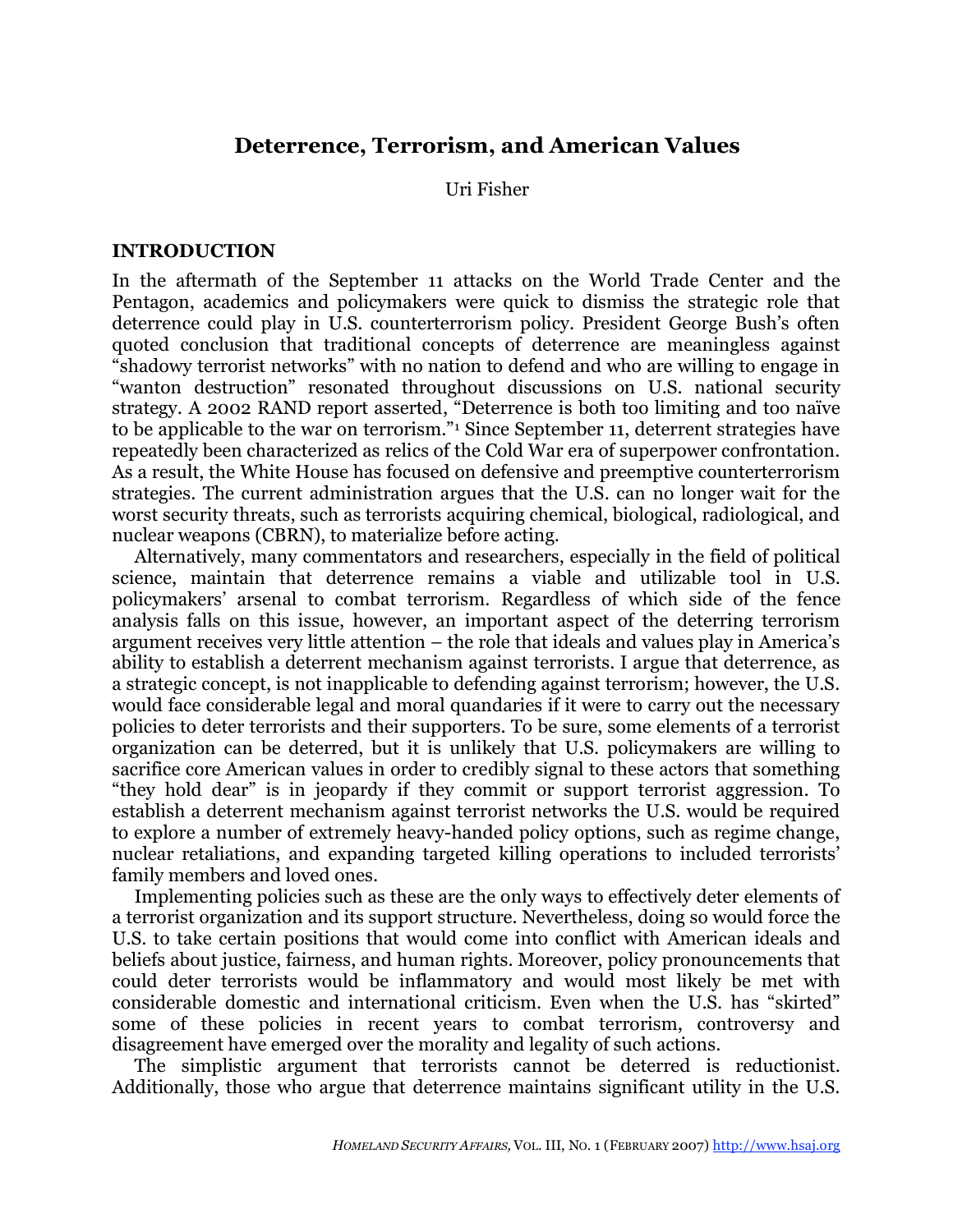# Deterrence, Terrorism, and American Values

Uri Fisher

## INTRODUCTION

In the aftermath of the September 11 attacks on the World Trade Center and the Pentagon, academics and policymakers were quick to dismiss the strategic role that deterrence could play in U.S. counterterrorism policy. President George Bush's often quoted conclusion that traditional concepts of deterrence are meaningless against "shadowy terrorist networks" with no nation to defend and who are willing to engage in "wanton destruction" resonated throughout discussions on U.S. national security strategy. A 2002 RAND report asserted, "Deterrence is both too limiting and too naïve to be applicable to the war on terrorism."[1] Since September 11, deterrent strategies have repeatedly been characterized as relics of the Cold War era of superpower confrontation. As a result, the White House has focused on defensive and preemptive counterterrorism strategies. The current administration argues that the U.S. can no longer wait for the worst security threats, such as terrorists acquiring chemical, biological, radiological, and nuclear weapons (CBRN), to materialize before acting.

Alternatively, many commentators and researchers, especially in the field of political science, maintain that deterrence remains a viable and utilizable tool in U.S. policymakers' arsenal to combat terrorism. Regardless of which side of the fence analysis falls on this issue, however, an important aspect of the deterring terrorism argument receives very little attention – the role that ideals and values play in America's ability to establish a deterrent mechanism against terrorists. I argue that deterrence, as a strategic concept, is not inapplicable to defending against terrorism; however, the U.S. would face considerable legal and moral quandaries if it were to carry out the necessary policies to deter terrorists and their supporters. To be sure, some elements of a terrorist organization can be deterred, but it is unlikely that U.S. policymakers are willing to sacrifice core American values in order to credibly signal to these actors that something "they hold dear" is in jeopardy if they commit or support terrorist aggression. To establish a deterrent mechanism against terrorist networks the U.S. would be required to explore a number of extremely heavy-handed policy options, such as regime change, nuclear retaliations, and expanding targeted killing operations to included terrorists' family members and loved ones.

Implementing policies such as these are the only ways to effectively deter elements of a terrorist organization and its support structure. Nevertheless, doing so would force the U.S. to take certain positions that would come into conflict with American ideals and beliefs about justice, fairness, and human rights. Moreover, policy pronouncements that could deter terrorists would be inflammatory and would most likely be met with considerable domestic and international criticism. Even when the U.S. has "skirted" some of these policies in recent years to combat terrorism, controversy and disagreement have emerged over the morality and legality of such actions.

The simplistic argument that terrorists cannot be deterred is reductionist. Additionally, those who argue that deterrence maintains significant utility in the U.S.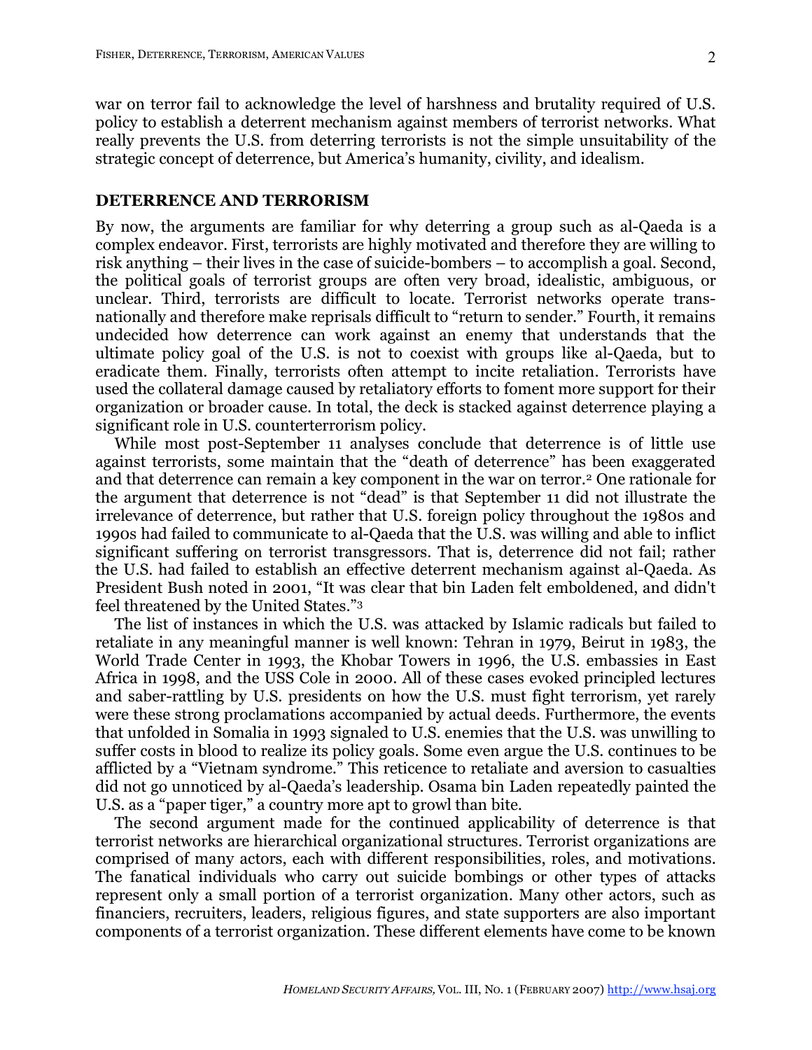war on terror fail to acknowledge the level of harshness and brutality required of U.S. policy to establish a deterrent mechanism against members of terrorist networks. What really prevents the U.S. from deterring terrorists is not the simple unsuitability of the strategic concept of deterrence, but America's humanity, civility, and idealism.

## DETERRENCE AND TERRORISM

By now, the arguments are familiar for why deterring a group such as al-Qaeda is a complex endeavor. First, terrorists are highly motivated and therefore they are willing to risk anything – their lives in the case of suicide-bombers – to accomplish a goal. Second, the political goals of terrorist groups are often very broad, idealistic, ambiguous, or unclear. Third, terrorists are difficult to locate. Terrorist networks operate transnationally and therefore make reprisals difficult to "return to sender." Fourth, it remains undecided how deterrence can work against an enemy that understands that the ultimate policy goal of the U.S. is not to coexist with groups like al-Qaeda, but to eradicate them. Finally, terrorists often attempt to incite retaliation. Terrorists have used the collateral damage caused by retaliatory efforts to foment more support for their organization or broader cause. In total, the deck is stacked against deterrence playing a significant role in U.S. counterterrorism policy.

While most post-September 11 analyses conclude that deterrence is of little use against terrorists, some maintain that the "death of deterrence" has been exaggerated and that deterrence can remain a key component in the war on terror.[2] One rationale for the argument that deterrence is not "dead" is that September 11 did not illustrate the irrelevance of deterrence, but rather that U.S. foreign policy throughout the 1980s and 1990s had failed to communicate to al-Qaeda that the U.S. was willing and able to inflict significant suffering on terrorist transgressors. That is, deterrence did not fail; rather the U.S. had failed to establish an effective deterrent mechanism against al-Qaeda. As President Bush noted in 2001, "It was clear that bin Laden felt emboldened, and didn't feel threatened by the United States."[3]

The list of instances in which the U.S. was attacked by Islamic radicals but failed to retaliate in any meaningful manner is well known: Tehran in 1979, Beirut in 1983, the World Trade Center in 1993, the Khobar Towers in 1996, the U.S. embassies in East Africa in 1998, and the USS Cole in 2000. All of these cases evoked principled lectures and saber-rattling by U.S. presidents on how the U.S. must fight terrorism, yet rarely were these strong proclamations accompanied by actual deeds. Furthermore, the events that unfolded in Somalia in 1993 signaled to U.S. enemies that the U.S. was unwilling to suffer costs in blood to realize its policy goals. Some even argue the U.S. continues to be afflicted by a "Vietnam syndrome." This reticence to retaliate and aversion to casualties did not go unnoticed by al-Qaeda's leadership. Osama bin Laden repeatedly painted the U.S. as a "paper tiger," a country more apt to growl than bite.

The second argument made for the continued applicability of deterrence is that terrorist networks are hierarchical organizational structures. Terrorist organizations are comprised of many actors, each with different responsibilities, roles, and motivations. The fanatical individuals who carry out suicide bombings or other types of attacks represent only a small portion of a terrorist organization. Many other actors, such as financiers, recruiters, leaders, religious figures, and state supporters are also important components of a terrorist organization. These different elements have come to be known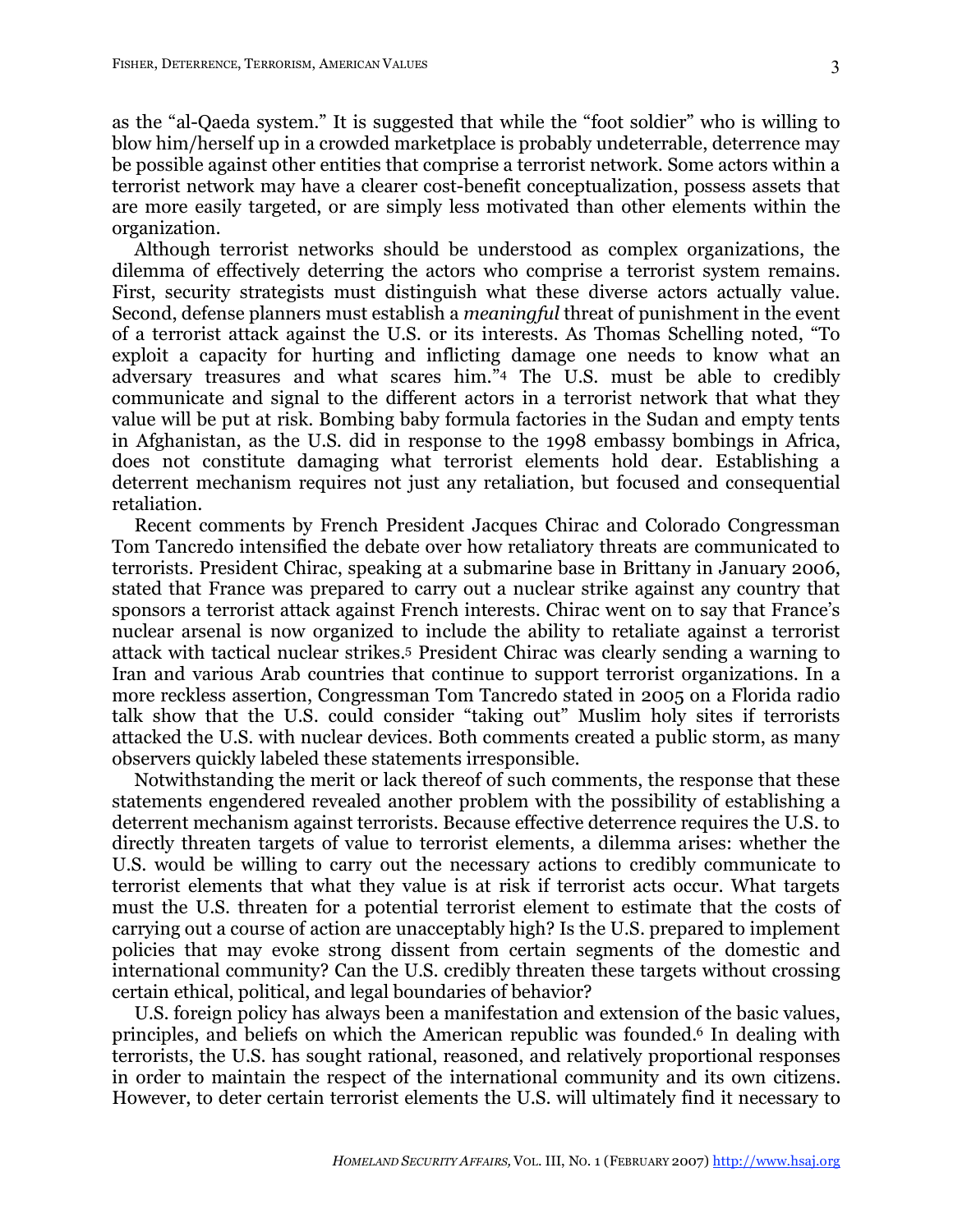as the "al-Qaeda system." It is suggested that while the "foot soldier" who is willing to blow him/herself up in a crowded marketplace is probably undeterrable, deterrence may be possible against other entities that comprise a terrorist network. Some actors within a terrorist network may have a clearer cost-benefit conceptualization, possess assets that are more easily targeted, or are simply less motivated than other elements within the organization.

Although terrorist networks should be understood as complex organizations, the dilemma of effectively deterring the actors who comprise a terrorist system remains. First, security strategists must distinguish what these diverse actors actually value. Second, defense planners must establish a *meaningful* threat of punishment in the event of a terrorist attack against the U.S. or its interests. As Thomas Schelling noted, "To exploit a capacity for hurting and inflicting damage one needs to know what an adversary treasures and what scares him."[4] The U.S. must be able to credibly communicate and signal to the different actors in a terrorist network that what they value will be put at risk. Bombing baby formula factories in the Sudan and empty tents in Afghanistan, as the U.S. did in response to the 1998 embassy bombings in Africa, does not constitute damaging what terrorist elements hold dear. Establishing a deterrent mechanism requires not just any retaliation, but focused and consequential retaliation.

Recent comments by French President Jacques Chirac and Colorado Congressman Tom Tancredo intensified the debate over how retaliatory threats are communicated to terrorists. President Chirac, speaking at a submarine base in Brittany in January 2006, stated that France was prepared to carry out a nuclear strike against any country that sponsors a terrorist attack against French interests. Chirac went on to say that France's nuclear arsenal is now organized to include the ability to retaliate against a terrorist attack with tactical nuclear strikes.[5] President Chirac was clearly sending a warning to Iran and various Arab countries that continue to support terrorist organizations. In a more reckless assertion, Congressman Tom Tancredo stated in 2005 on a Florida radio talk show that the U.S. could consider "taking out" Muslim holy sites if terrorists attacked the U.S. with nuclear devices. Both comments created a public storm, as many observers quickly labeled these statements irresponsible.

Notwithstanding the merit or lack thereof of such comments, the response that these statements engendered revealed another problem with the possibility of establishing a deterrent mechanism against terrorists. Because effective deterrence requires the U.S. to directly threaten targets of value to terrorist elements, a dilemma arises: whether the U.S. would be willing to carry out the necessary actions to credibly communicate to terrorist elements that what they value is at risk if terrorist acts occur. What targets must the U.S. threaten for a potential terrorist element to estimate that the costs of carrying out a course of action are unacceptably high? Is the U.S. prepared to implement policies that may evoke strong dissent from certain segments of the domestic and international community? Can the U.S. credibly threaten these targets without crossing certain ethical, political, and legal boundaries of behavior?

U.S. foreign policy has always been a manifestation and extension of the basic values, principles, and beliefs on which the American republic was founded.[6] In dealing with terrorists, the U.S. has sought rational, reasoned, and relatively proportional responses in order to maintain the respect of the international community and its own citizens. However, to deter certain terrorist elements the U.S. will ultimately find it necessary to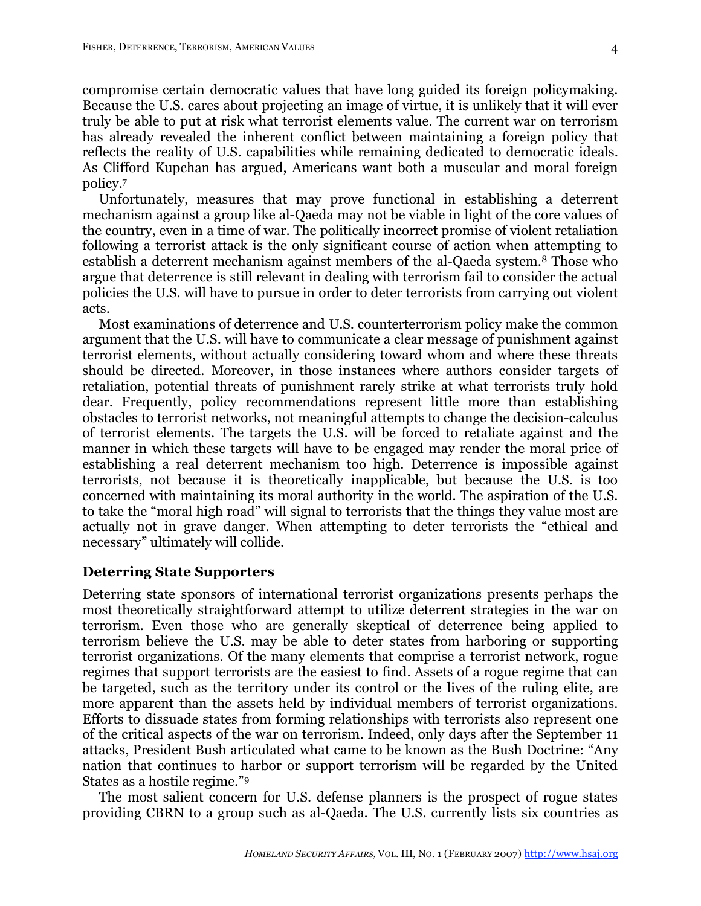compromise certain democratic values that have long guided its foreign policymaking. Because the U.S. cares about projecting an image of virtue, it is unlikely that it will ever truly be able to put at risk what terrorist elements value. The current war on terrorism has already revealed the inherent conflict between maintaining a foreign policy that reflects the reality of U.S. capabilities while remaining dedicated to democratic ideals. As Clifford Kupchan has argued, Americans want both a muscular and moral foreign policy.[7]

Unfortunately, measures that may prove functional in establishing a deterrent mechanism against a group like al-Qaeda may not be viable in light of the core values of the country, even in a time of war. The politically incorrect promise of violent retaliation following a terrorist attack is the only significant course of action when attempting to establish a deterrent mechanism against members of the al-Qaeda system.[8] Those who argue that deterrence is still relevant in dealing with terrorism fail to consider the actual policies the U.S. will have to pursue in order to deter terrorists from carrying out violent acts.

Most examinations of deterrence and U.S. counterterrorism policy make the common argument that the U.S. will have to communicate a clear message of punishment against terrorist elements, without actually considering toward whom and where these threats should be directed. Moreover, in those instances where authors consider targets of retaliation, potential threats of punishment rarely strike at what terrorists truly hold dear. Frequently, policy recommendations represent little more than establishing obstacles to terrorist networks, not meaningful attempts to change the decision-calculus of terrorist elements. The targets the U.S. will be forced to retaliate against and the manner in which these targets will have to be engaged may render the moral price of establishing a real deterrent mechanism too high. Deterrence is impossible against terrorists, not because it is theoretically inapplicable, but because the U.S. is too concerned with maintaining its moral authority in the world. The aspiration of the U.S. to take the "moral high road" will signal to terrorists that the things they value most are actually not in grave danger. When attempting to deter terrorists the "ethical and necessary" ultimately will collide.

## Deterring State Supporters

Deterring state sponsors of international terrorist organizations presents perhaps the most theoretically straightforward attempt to utilize deterrent strategies in the war on terrorism. Even those who are generally skeptical of deterrence being applied to terrorism believe the U.S. may be able to deter states from harboring or supporting terrorist organizations. Of the many elements that comprise a terrorist network, rogue regimes that support terrorists are the easiest to find. Assets of a rogue regime that can be targeted, such as the territory under its control or the lives of the ruling elite, are more apparent than the assets held by individual members of terrorist organizations. Efforts to dissuade states from forming relationships with terrorists also represent one of the critical aspects of the war on terrorism. Indeed, only days after the September 11 attacks, President Bush articulated what came to be known as the Bush Doctrine: "Any nation that continues to harbor or support terrorism will be regarded by the United States as a hostile regime."[9]

The most salient concern for U.S. defense planners is the prospect of rogue states providing CBRN to a group such as al-Qaeda. The U.S. currently lists six countries as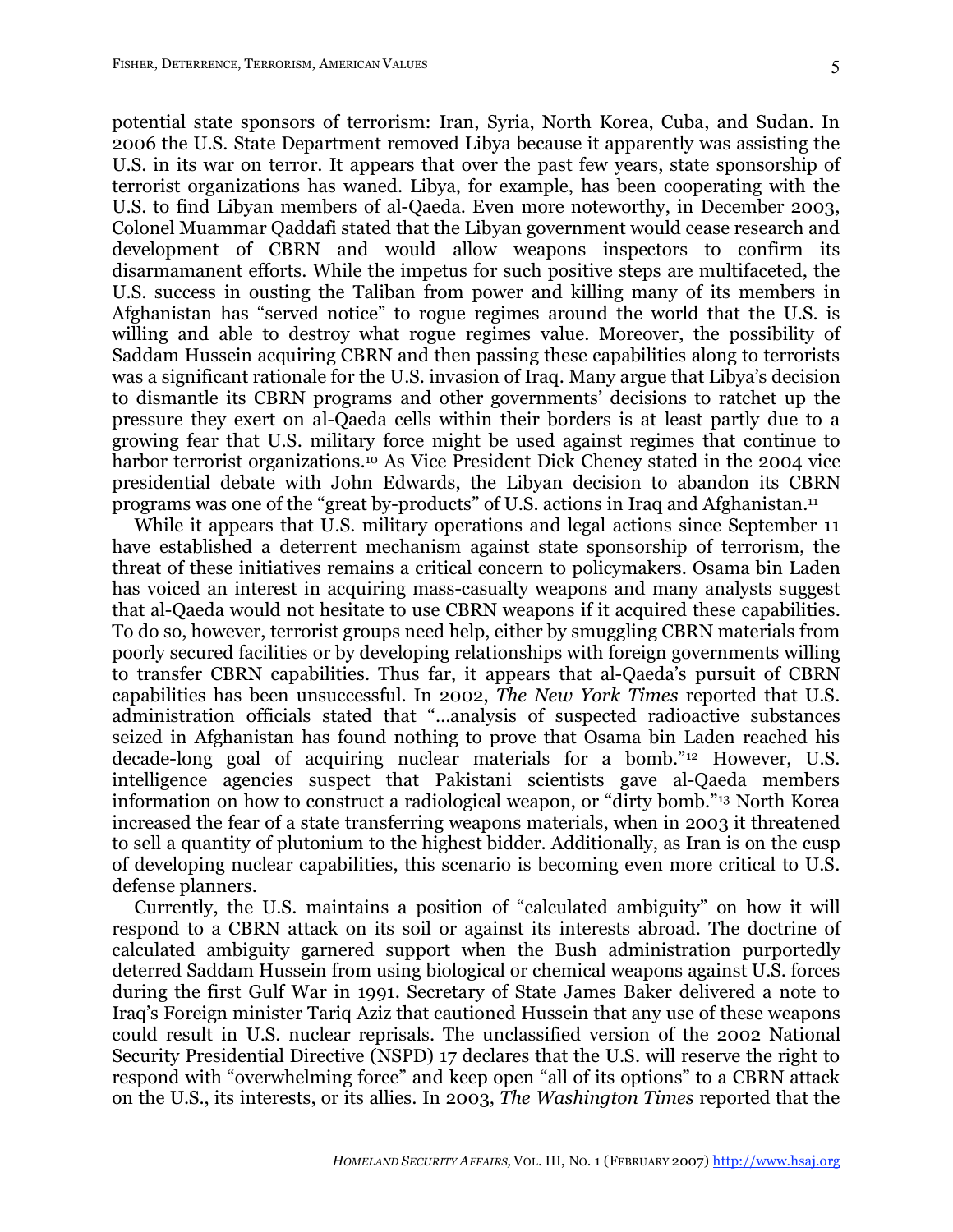potential state sponsors of terrorism: Iran, Syria, North Korea, Cuba, and Sudan. In 2006 the U.S. State Department removed Libya because it apparently was assisting the U.S. in its war on terror. It appears that over the past few years, state sponsorship of terrorist organizations has waned. Libya, for example, has been cooperating with the U.S. to find Libyan members of al-Qaeda. Even more noteworthy, in December 2003, Colonel Muammar Qaddafi stated that the Libyan government would cease research and development of CBRN and would allow weapons inspectors to confirm its disarmamanent efforts. While the impetus for such positive steps are multifaceted, the U.S. success in ousting the Taliban from power and killing many of its members in Afghanistan has "served notice" to rogue regimes around the world that the U.S. is willing and able to destroy what rogue regimes value. Moreover, the possibility of Saddam Hussein acquiring CBRN and then passing these capabilities along to terrorists was a significant rationale for the U.S. invasion of Iraq. Many argue that Libya's decision to dismantle its CBRN programs and other governments' decisions to ratchet up the pressure they exert on al-Qaeda cells within their borders is at least partly due to a growing fear that U.S. military force might be used against regimes that continue to harbor terrorist organizations.[10] As Vice President Dick Cheney stated in the 2004 vice presidential debate with John Edwards, the Libyan decision to abandon its CBRN programs was one of the "great by-products" of U.S. actions in Iraq and Afghanistan.[11]

While it appears that U.S. military operations and legal actions since September 11 have established a deterrent mechanism against state sponsorship of terrorism, the threat of these initiatives remains a critical concern to policymakers. Osama bin Laden has voiced an interest in acquiring mass-casualty weapons and many analysts suggest that al-Qaeda would not hesitate to use CBRN weapons if it acquired these capabilities. To do so, however, terrorist groups need help, either by smuggling CBRN materials from poorly secured facilities or by developing relationships with foreign governments willing to transfer CBRN capabilities. Thus far, it appears that al-Qaeda's pursuit of CBRN capabilities has been unsuccessful. In 2002, *The New York Times* reported that U.S. administration officials stated that "…analysis of suspected radioactive substances seized in Afghanistan has found nothing to prove that Osama bin Laden reached his decade-long goal of acquiring nuclear materials for a bomb."[12] However, U.S. intelligence agencies suspect that Pakistani scientists gave al-Qaeda members information on how to construct a radiological weapon, or "dirty bomb."[13] North Korea increased the fear of a state transferring weapons materials, when in 2003 it threatened to sell a quantity of plutonium to the highest bidder. Additionally, as Iran is on the cusp of developing nuclear capabilities, this scenario is becoming even more critical to U.S. defense planners.

Currently, the U.S. maintains a position of "calculated ambiguity" on how it will respond to a CBRN attack on its soil or against its interests abroad. The doctrine of calculated ambiguity garnered support when the Bush administration purportedly deterred Saddam Hussein from using biological or chemical weapons against U.S. forces during the first Gulf War in 1991. Secretary of State James Baker delivered a note to Iraq's Foreign minister Tariq Aziz that cautioned Hussein that any use of these weapons could result in U.S. nuclear reprisals. The unclassified version of the 2002 National Security Presidential Directive (NSPD) 17 declares that the U.S. will reserve the right to respond with "overwhelming force" and keep open "all of its options" to a CBRN attack on the U.S., its interests, or its allies. In 2003, *The Washington Times* reported that the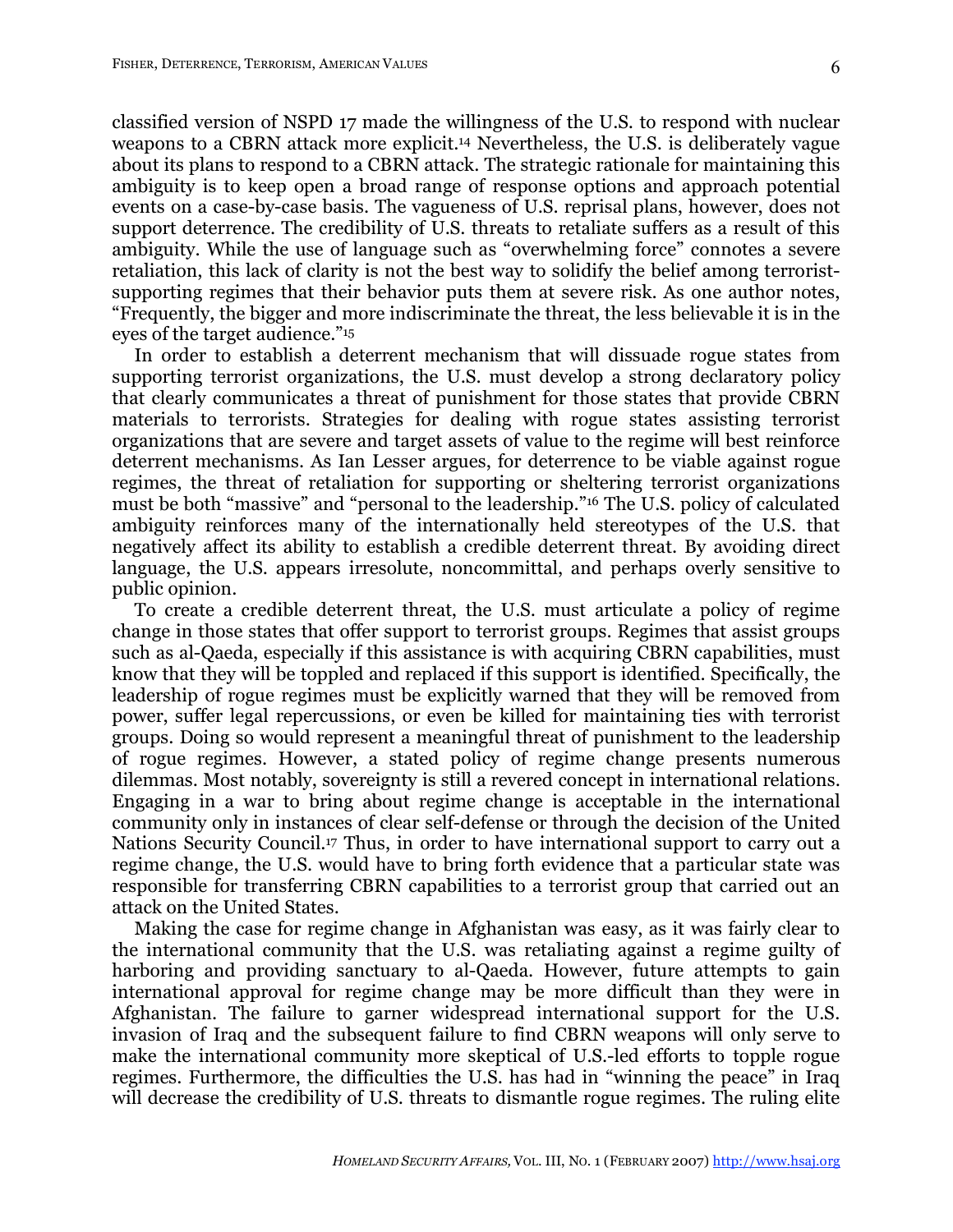classified version of NSPD 17 made the willingness of the U.S. to respond with nuclear weapons to a CBRN attack more explicit.[14] Nevertheless, the U.S. is deliberately vague about its plans to respond to a CBRN attack. The strategic rationale for maintaining this ambiguity is to keep open a broad range of response options and approach potential events on a case-by-case basis. The vagueness of U.S. reprisal plans, however, does not support deterrence. The credibility of U.S. threats to retaliate suffers as a result of this ambiguity. While the use of language such as "overwhelming force" connotes a severe retaliation, this lack of clarity is not the best way to solidify the belief among terrorist-supporting regimes that their behavior puts them at severe risk. As one author notes, "Frequently, the bigger and more indiscriminate the threat, the less believable it is in the eyes of the target audience."[15]

In order to establish a deterrent mechanism that will dissuade rogue states from supporting terrorist organizations, the U.S. must develop a strong declaratory policy that clearly communicates a threat of punishment for those states that provide CBRN materials to terrorists. Strategies for dealing with rogue states assisting terrorist organizations that are severe and target assets of value to the regime will best reinforce deterrent mechanisms. As Ian Lesser argues, for deterrence to be viable against rogue regimes, the threat of retaliation for supporting or sheltering terrorist organizations must be both "massive" and "personal to the leadership."[16] The U.S. policy of calculated ambiguity reinforces many of the internationally held stereotypes of the U.S. that negatively affect its ability to establish a credible deterrent threat. By avoiding direct language, the U.S. appears irresolute, noncommittal, and perhaps overly sensitive to public opinion.

To create a credible deterrent threat, the U.S. must articulate a policy of regime change in those states that offer support to terrorist groups. Regimes that assist groups such as al-Qaeda, especially if this assistance is with acquiring CBRN capabilities, must know that they will be toppled and replaced if this support is identified. Specifically, the leadership of rogue regimes must be explicitly warned that they will be removed from power, suffer legal repercussions, or even be killed for maintaining ties with terrorist groups. Doing so would represent a meaningful threat of punishment to the leadership of rogue regimes. However, a stated policy of regime change presents numerous dilemmas. Most notably, sovereignty is still a revered concept in international relations. Engaging in a war to bring about regime change is acceptable in the international community only in instances of clear self-defense or through the decision of the United Nations Security Council.[17] Thus, in order to have international support to carry out a regime change, the U.S. would have to bring forth evidence that a particular state was responsible for transferring CBRN capabilities to a terrorist group that carried out an attack on the United States.

Making the case for regime change in Afghanistan was easy, as it was fairly clear to the international community that the U.S. was retaliating against a regime guilty of harboring and providing sanctuary to al-Qaeda. However, future attempts to gain international approval for regime change may be more difficult than they were in Afghanistan. The failure to garner widespread international support for the U.S. invasion of Iraq and the subsequent failure to find CBRN weapons will only serve to make the international community more skeptical of U.S.-led efforts to topple rogue regimes. Furthermore, the difficulties the U.S. has had in "winning the peace" in Iraq will decrease the credibility of U.S. threats to dismantle rogue regimes. The ruling elite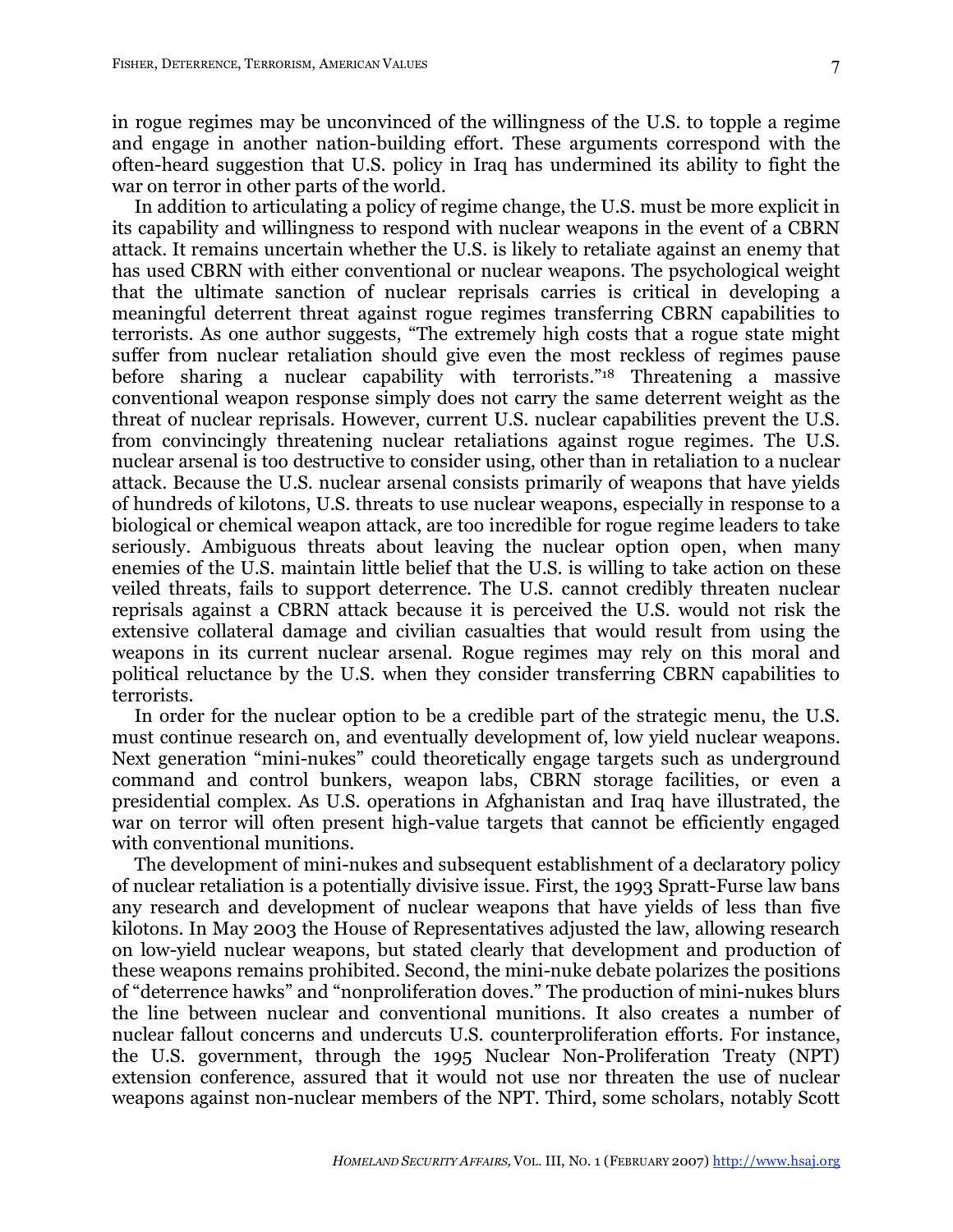in rogue regimes may be unconvinced of the willingness of the U.S. to topple a regime and engage in another nation-building effort. These arguments correspond with the often-heard suggestion that U.S. policy in Iraq has undermined its ability to fight the war on terror in other parts of the world.

In addition to articulating a policy of regime change, the U.S. must be more explicit in its capability and willingness to respond with nuclear weapons in the event of a CBRN attack. It remains uncertain whether the U.S. is likely to retaliate against an enemy that has used CBRN with either conventional or nuclear weapons. The psychological weight that the ultimate sanction of nuclear reprisals carries is critical in developing a meaningful deterrent threat against rogue regimes transferring CBRN capabilities to terrorists. As one author suggests, "The extremely high costs that a rogue state might suffer from nuclear retaliation should give even the most reckless of regimes pause before sharing a nuclear capability with terrorists."[18] Threatening a massive conventional weapon response simply does not carry the same deterrent weight as the threat of nuclear reprisals. However, current U.S. nuclear capabilities prevent the U.S. from convincingly threatening nuclear retaliations against rogue regimes. The U.S. nuclear arsenal is too destructive to consider using, other than in retaliation to a nuclear attack. Because the U.S. nuclear arsenal consists primarily of weapons that have yields of hundreds of kilotons, U.S. threats to use nuclear weapons, especially in response to a biological or chemical weapon attack, are too incredible for rogue regime leaders to take seriously. Ambiguous threats about leaving the nuclear option open, when many enemies of the U.S. maintain little belief that the U.S. is willing to take action on these veiled threats, fails to support deterrence. The U.S. cannot credibly threaten nuclear reprisals against a CBRN attack because it is perceived the U.S. would not risk the extensive collateral damage and civilian casualties that would result from using the weapons in its current nuclear arsenal. Rogue regimes may rely on this moral and political reluctance by the U.S. when they consider transferring CBRN capabilities to terrorists.

In order for the nuclear option to be a credible part of the strategic menu, the U.S. must continue research on, and eventually development of, low yield nuclear weapons. Next generation "mini-nukes" could theoretically engage targets such as underground command and control bunkers, weapon labs, CBRN storage facilities, or even a presidential complex. As U.S. operations in Afghanistan and Iraq have illustrated, the war on terror will often present high-value targets that cannot be efficiently engaged with conventional munitions.

The development of mini-nukes and subsequent establishment of a declaratory policy of nuclear retaliation is a potentially divisive issue. First, the 1993 Spratt-Furse law bans any research and development of nuclear weapons that have yields of less than five kilotons. In May 2003 the House of Representatives adjusted the law, allowing research on low-yield nuclear weapons, but stated clearly that development and production of these weapons remains prohibited. Second, the mini-nuke debate polarizes the positions of "deterrence hawks" and "nonproliferation doves." The production of mini-nukes blurs the line between nuclear and conventional munitions. It also creates a number of nuclear fallout concerns and undercuts U.S. counterproliferation efforts. For instance, the U.S. government, through the 1995 Nuclear Non-Proliferation Treaty (NPT) extension conference, assured that it would not use nor threaten the use of nuclear weapons against non-nuclear members of the NPT. Third, some scholars, notably Scott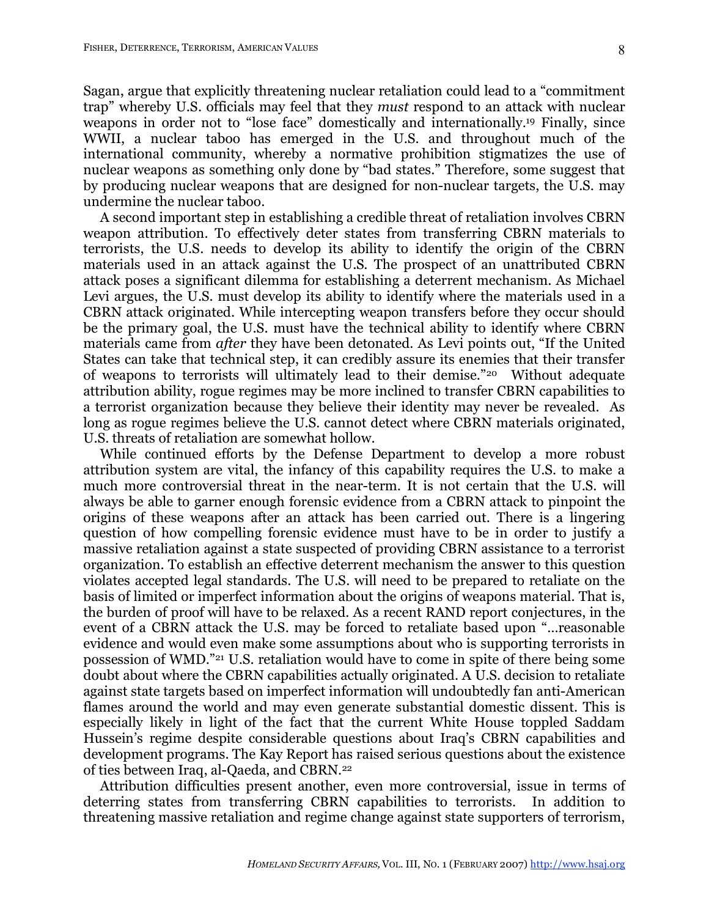Sagan, argue that explicitly threatening nuclear retaliation could lead to a "commitment trap" whereby U.S. officials may feel that they *must* respond to an attack with nuclear weapons in order not to "lose face" domestically and internationally.[19] Finally, since WWII, a nuclear taboo has emerged in the U.S. and throughout much of the international community, whereby a normative prohibition stigmatizes the use of nuclear weapons as something only done by "bad states." Therefore, some suggest that by producing nuclear weapons that are designed for non-nuclear targets, the U.S. may undermine the nuclear taboo.

A second important step in establishing a credible threat of retaliation involves CBRN weapon attribution. To effectively deter states from transferring CBRN materials to terrorists, the U.S. needs to develop its ability to identify the origin of the CBRN materials used in an attack against the U.S. The prospect of an unattributed CBRN attack poses a significant dilemma for establishing a deterrent mechanism. As Michael Levi argues, the U.S. must develop its ability to identify where the materials used in a CBRN attack originated. While intercepting weapon transfers before they occur should be the primary goal, the U.S. must have the technical ability to identify where CBRN materials came from *after* they have been detonated. As Levi points out, "If the United States can take that technical step, it can credibly assure its enemies that their transfer of weapons to terrorists will ultimately lead to their demise."[20] Without adequate attribution ability, rogue regimes may be more inclined to transfer CBRN capabilities to a terrorist organization because they believe their identity may never be revealed. As long as rogue regimes believe the U.S. cannot detect where CBRN materials originated, U.S. threats of retaliation are somewhat hollow.

While continued efforts by the Defense Department to develop a more robust attribution system are vital, the infancy of this capability requires the U.S. to make a much more controversial threat in the near-term. It is not certain that the U.S. will always be able to garner enough forensic evidence from a CBRN attack to pinpoint the origins of these weapons after an attack has been carried out. There is a lingering question of how compelling forensic evidence must have to be in order to justify a massive retaliation against a state suspected of providing CBRN assistance to a terrorist organization. To establish an effective deterrent mechanism the answer to this question violates accepted legal standards. The U.S. will need to be prepared to retaliate on the basis of limited or imperfect information about the origins of weapons material. That is, the burden of proof will have to be relaxed. As a recent RAND report conjectures, in the event of a CBRN attack the U.S. may be forced to retaliate based upon "…reasonable evidence and would even make some assumptions about who is supporting terrorists in possession of WMD."[21] U.S. retaliation would have to come in spite of there being some doubt about where the CBRN capabilities actually originated. A U.S. decision to retaliate against state targets based on imperfect information will undoubtedly fan anti-American flames around the world and may even generate substantial domestic dissent. This is especially likely in light of the fact that the current White House toppled Saddam Hussein's regime despite considerable questions about Iraq's CBRN capabilities and development programs. The Kay Report has raised serious questions about the existence of ties between Iraq, al-Qaeda, and CBRN.[22]

Attribution difficulties present another, even more controversial, issue in terms of deterring states from transferring CBRN capabilities to terrorists. In addition to threatening massive retaliation and regime change against state supporters of terrorism,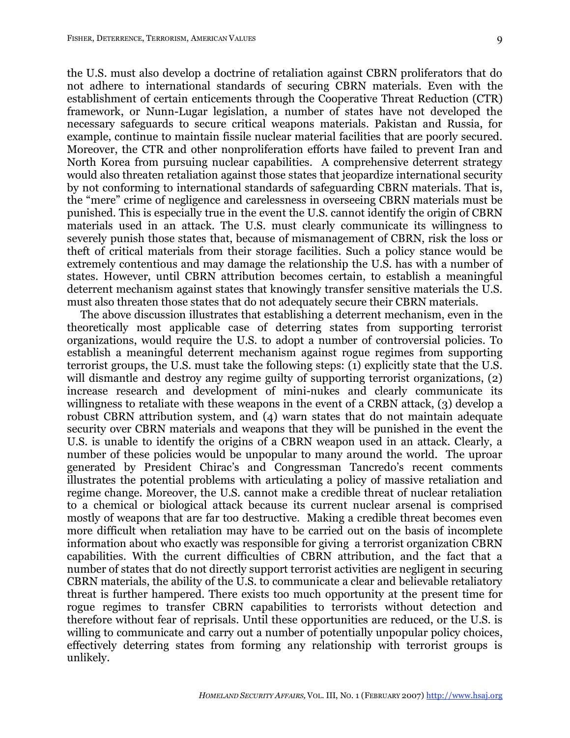the U.S. must also develop a doctrine of retaliation against CBRN proliferators that do not adhere to international standards of securing CBRN materials. Even with the establishment of certain enticements through the Cooperative Threat Reduction (CTR) framework, or Nunn-Lugar legislation, a number of states have not developed the necessary safeguards to secure critical weapons materials. Pakistan and Russia, for example, continue to maintain fissile nuclear material facilities that are poorly secured. Moreover, the CTR and other nonproliferation efforts have failed to prevent Iran and North Korea from pursuing nuclear capabilities. A comprehensive deterrent strategy would also threaten retaliation against those states that jeopardize international security by not conforming to international standards of safeguarding CBRN materials. That is, the "mere" crime of negligence and carelessness in overseeing CBRN materials must be punished. This is especially true in the event the U.S. cannot identify the origin of CBRN materials used in an attack. The U.S. must clearly communicate its willingness to severely punish those states that, because of mismanagement of CBRN, risk the loss or theft of critical materials from their storage facilities. Such a policy stance would be extremely contentious and may damage the relationship the U.S. has with a number of states. However, until CBRN attribution becomes certain, to establish a meaningful deterrent mechanism against states that knowingly transfer sensitive materials the U.S. must also threaten those states that do not adequately secure their CBRN materials.

The above discussion illustrates that establishing a deterrent mechanism, even in the theoretically most applicable case of deterring states from supporting terrorist organizations, would require the U.S. to adopt a number of controversial policies. To establish a meaningful deterrent mechanism against rogue regimes from supporting terrorist groups, the U.S. must take the following steps: (1) explicitly state that the U.S. will dismantle and destroy any regime guilty of supporting terrorist organizations, (2) increase research and development of mini-nukes and clearly communicate its willingness to retaliate with these weapons in the event of a CRBN attack, (3) develop a robust CBRN attribution system, and (4) warn states that do not maintain adequate security over CBRN materials and weapons that they will be punished in the event the U.S. is unable to identify the origins of a CBRN weapon used in an attack. Clearly, a number of these policies would be unpopular to many around the world. The uproar generated by President Chirac's and Congressman Tancredo's recent comments illustrates the potential problems with articulating a policy of massive retaliation and regime change. Moreover, the U.S. cannot make a credible threat of nuclear retaliation to a chemical or biological attack because its current nuclear arsenal is comprised mostly of weapons that are far too destructive. Making a credible threat becomes even more difficult when retaliation may have to be carried out on the basis of incomplete information about who exactly was responsible for giving a terrorist organization CBRN capabilities. With the current difficulties of CBRN attribution, and the fact that a number of states that do not directly support terrorist activities are negligent in securing CBRN materials, the ability of the U.S. to communicate a clear and believable retaliatory threat is further hampered. There exists too much opportunity at the present time for rogue regimes to transfer CBRN capabilities to terrorists without detection and therefore without fear of reprisals. Until these opportunities are reduced, or the U.S. is willing to communicate and carry out a number of potentially unpopular policy choices, effectively deterring states from forming any relationship with terrorist groups is unlikely.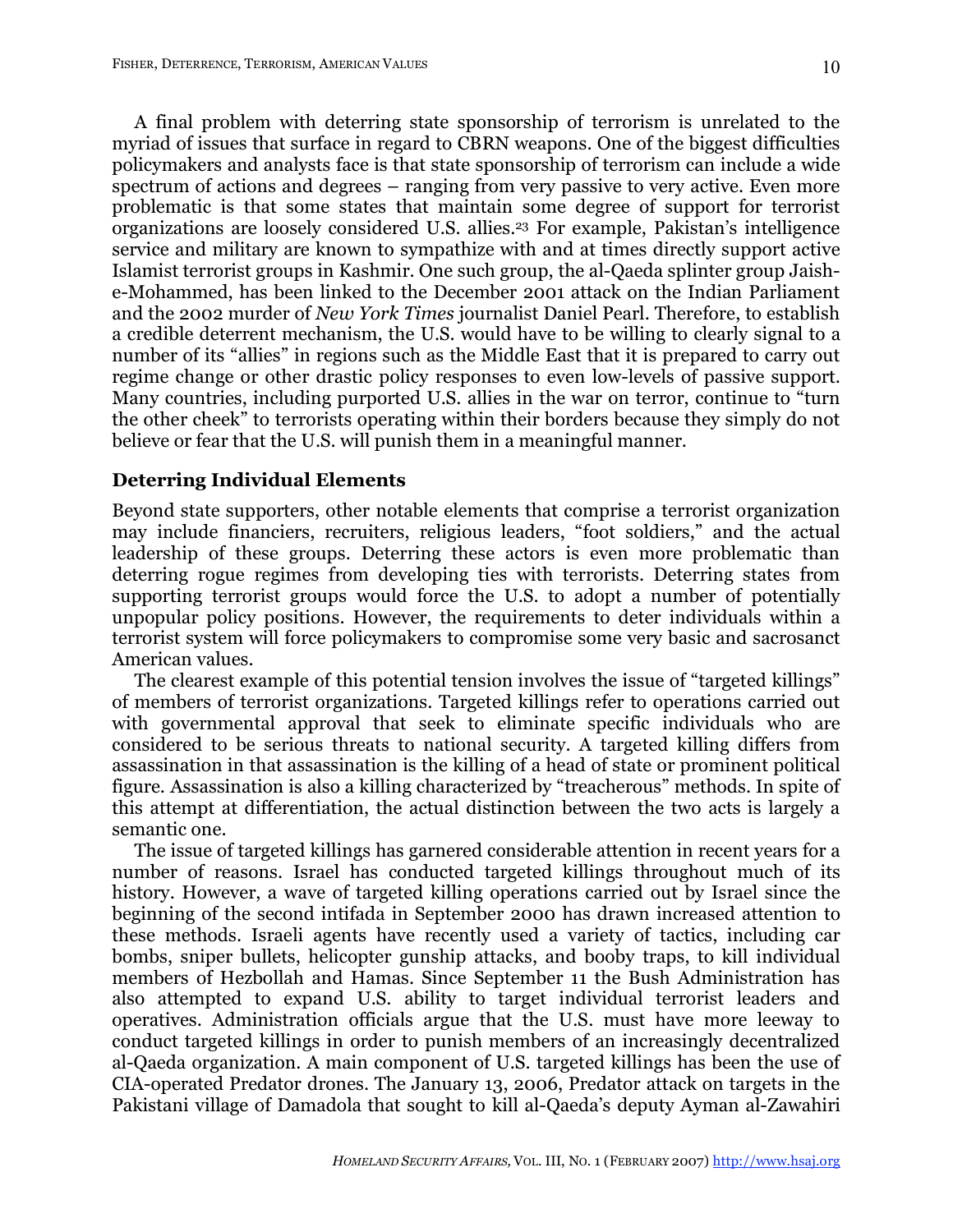A final problem with deterring state sponsorship of terrorism is unrelated to the myriad of issues that surface in regard to CBRN weapons. One of the biggest difficulties policymakers and analysts face is that state sponsorship of terrorism can include a wide spectrum of actions and degrees – ranging from very passive to very active. Even more problematic is that some states that maintain some degree of support for terrorist organizations are loosely considered U.S. allies.[23] For example, Pakistan's intelligence service and military are known to sympathize with and at times directly support active Islamist terrorist groups in Kashmir. One such group, the al-Qaeda splinter group Jaish-e-Mohammed, has been linked to the December 2001 attack on the Indian Parliament and the 2002 murder of *New York Times* journalist Daniel Pearl. Therefore, to establish a credible deterrent mechanism, the U.S. would have to be willing to clearly signal to a number of its "allies" in regions such as the Middle East that it is prepared to carry out regime change or other drastic policy responses to even low-levels of passive support. Many countries, including purported U.S. allies in the war on terror, continue to "turn the other cheek" to terrorists operating within their borders because they simply do not believe or fear that the U.S. will punish them in a meaningful manner.

## Deterring Individual Elements

Beyond state supporters, other notable elements that comprise a terrorist organization may include financiers, recruiters, religious leaders, "foot soldiers," and the actual leadership of these groups. Deterring these actors is even more problematic than deterring rogue regimes from developing ties with terrorists. Deterring states from supporting terrorist groups would force the U.S. to adopt a number of potentially unpopular policy positions. However, the requirements to deter individuals within a terrorist system will force policymakers to compromise some very basic and sacrosanct American values.

The clearest example of this potential tension involves the issue of "targeted killings" of members of terrorist organizations. Targeted killings refer to operations carried out with governmental approval that seek to eliminate specific individuals who are considered to be serious threats to national security. A targeted killing differs from assassination in that assassination is the killing of a head of state or prominent political figure. Assassination is also a killing characterized by "treacherous" methods. In spite of this attempt at differentiation, the actual distinction between the two acts is largely a semantic one.

The issue of targeted killings has garnered considerable attention in recent years for a number of reasons. Israel has conducted targeted killings throughout much of its history. However, a wave of targeted killing operations carried out by Israel since the beginning of the second intifada in September 2000 has drawn increased attention to these methods. Israeli agents have recently used a variety of tactics, including car bombs, sniper bullets, helicopter gunship attacks, and booby traps, to kill individual members of Hezbollah and Hamas. Since September 11 the Bush Administration has also attempted to expand U.S. ability to target individual terrorist leaders and operatives. Administration officials argue that the U.S. must have more leeway to conduct targeted killings in order to punish members of an increasingly decentralized al-Qaeda organization. A main component of U.S. targeted killings has been the use of CIA-operated Predator drones. The January 13, 2006, Predator attack on targets in the Pakistani village of Damadola that sought to kill al-Qaeda's deputy Ayman al-Zawahiri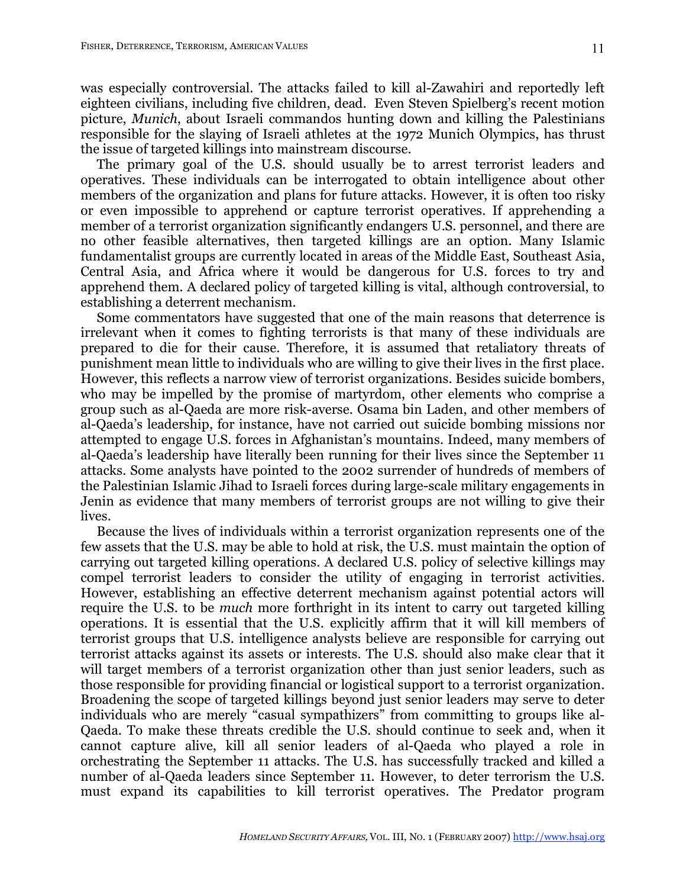was especially controversial. The attacks failed to kill al-Zawahiri and reportedly left eighteen civilians, including five children, dead. Even Steven Spielberg's recent motion picture, *Munich*, about Israeli commandos hunting down and killing the Palestinians responsible for the slaying of Israeli athletes at the 1972 Munich Olympics, has thrust the issue of targeted killings into mainstream discourse.

The primary goal of the U.S. should usually be to arrest terrorist leaders and operatives. These individuals can be interrogated to obtain intelligence about other members of the organization and plans for future attacks. However, it is often too risky or even impossible to apprehend or capture terrorist operatives. If apprehending a member of a terrorist organization significantly endangers U.S. personnel, and there are no other feasible alternatives, then targeted killings are an option. Many Islamic fundamentalist groups are currently located in areas of the Middle East, Southeast Asia, Central Asia, and Africa where it would be dangerous for U.S. forces to try and apprehend them. A declared policy of targeted killing is vital, although controversial, to establishing a deterrent mechanism.

Some commentators have suggested that one of the main reasons that deterrence is irrelevant when it comes to fighting terrorists is that many of these individuals are prepared to die for their cause. Therefore, it is assumed that retaliatory threats of punishment mean little to individuals who are willing to give their lives in the first place. However, this reflects a narrow view of terrorist organizations. Besides suicide bombers, who may be impelled by the promise of martyrdom, other elements who comprise a group such as al-Qaeda are more risk-averse. Osama bin Laden, and other members of al-Qaeda's leadership, for instance, have not carried out suicide bombing missions nor attempted to engage U.S. forces in Afghanistan's mountains. Indeed, many members of al-Qaeda's leadership have literally been running for their lives since the September 11 attacks. Some analysts have pointed to the 2002 surrender of hundreds of members of the Palestinian Islamic Jihad to Israeli forces during large-scale military engagements in Jenin as evidence that many members of terrorist groups are not willing to give their lives.

Because the lives of individuals within a terrorist organization represents one of the few assets that the U.S. may be able to hold at risk, the U.S. must maintain the option of carrying out targeted killing operations. A declared U.S. policy of selective killings may compel terrorist leaders to consider the utility of engaging in terrorist activities. However, establishing an effective deterrent mechanism against potential actors will require the U.S. to be *much* more forthright in its intent to carry out targeted killing operations. It is essential that the U.S. explicitly affirm that it will kill members of terrorist groups that U.S. intelligence analysts believe are responsible for carrying out terrorist attacks against its assets or interests. The U.S. should also make clear that it will target members of a terrorist organization other than just senior leaders, such as those responsible for providing financial or logistical support to a terrorist organization. Broadening the scope of targeted killings beyond just senior leaders may serve to deter individuals who are merely "casual sympathizers" from committing to groups like al-Qaeda. To make these threats credible the U.S. should continue to seek and, when it cannot capture alive, kill all senior leaders of al-Qaeda who played a role in orchestrating the September 11 attacks. The U.S. has successfully tracked and killed a number of al-Qaeda leaders since September 11. However, to deter terrorism the U.S. must expand its capabilities to kill terrorist operatives. The Predator program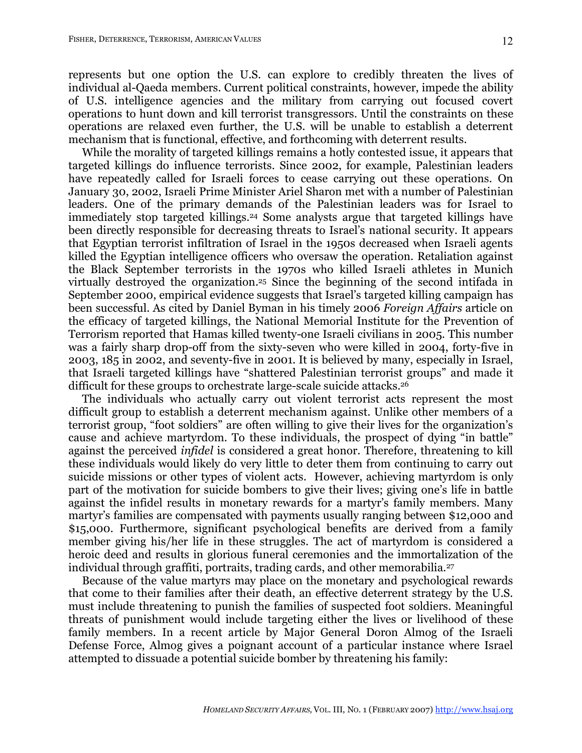represents but one option the U.S. can explore to credibly threaten the lives of individual al-Qaeda members. Current political constraints, however, impede the ability of U.S. intelligence agencies and the military from carrying out focused covert operations to hunt down and kill terrorist transgressors. Until the constraints on these operations are relaxed even further, the U.S. will be unable to establish a deterrent mechanism that is functional, effective, and forthcoming with deterrent results.

While the morality of targeted killings remains a hotly contested issue, it appears that targeted killings do influence terrorists. Since 2002, for example, Palestinian leaders have repeatedly called for Israeli forces to cease carrying out these operations. On January 30, 2002, Israeli Prime Minister Ariel Sharon met with a number of Palestinian leaders. One of the primary demands of the Palestinian leaders was for Israel to immediately stop targeted killings.[24] Some analysts argue that targeted killings have been directly responsible for decreasing threats to Israel's national security. It appears that Egyptian terrorist infiltration of Israel in the 1950s decreased when Israeli agents killed the Egyptian intelligence officers who oversaw the operation. Retaliation against the Black September terrorists in the 1970s who killed Israeli athletes in Munich virtually destroyed the organization.[25] Since the beginning of the second intifada in September 2000, empirical evidence suggests that Israel's targeted killing campaign has been successful. As cited by Daniel Byman in his timely 2006 *Foreign Affairs* article on the efficacy of targeted killings, the National Memorial Institute for the Prevention of Terrorism reported that Hamas killed twenty-one Israeli civilians in 2005. This number was a fairly sharp drop-off from the sixty-seven who were killed in 2004, forty-five in 2003, 185 in 2002, and seventy-five in 2001. It is believed by many, especially in Israel, that Israeli targeted killings have "shattered Palestinian terrorist groups" and made it difficult for these groups to orchestrate large-scale suicide attacks.[26]

The individuals who actually carry out violent terrorist acts represent the most difficult group to establish a deterrent mechanism against. Unlike other members of a terrorist group, "foot soldiers" are often willing to give their lives for the organization's cause and achieve martyrdom. To these individuals, the prospect of dying "in battle" against the perceived *infidel* is considered a great honor. Therefore, threatening to kill these individuals would likely do very little to deter them from continuing to carry out suicide missions or other types of violent acts. However, achieving martyrdom is only part of the motivation for suicide bombers to give their lives; giving one's life in battle against the infidel results in monetary rewards for a martyr's family members. Many martyr's families are compensated with payments usually ranging between $12,000 and $15,000. Furthermore, significant psychological benefits are derived from a family member giving his/her life in these struggles. The act of martyrdom is considered a heroic deed and results in glorious funeral ceremonies and the immortalization of the individual through graffiti, portraits, trading cards, and other memorabilia.[27]

Because of the value martyrs may place on the monetary and psychological rewards that come to their families after their death, an effective deterrent strategy by the U.S. must include threatening to punish the families of suspected foot soldiers. Meaningful threats of punishment would include targeting either the lives or livelihood of these family members. In a recent article by Major General Doron Almog of the Israeli Defense Force, Almog gives a poignant account of a particular instance where Israel attempted to dissuade a potential suicide bomber by threatening his family: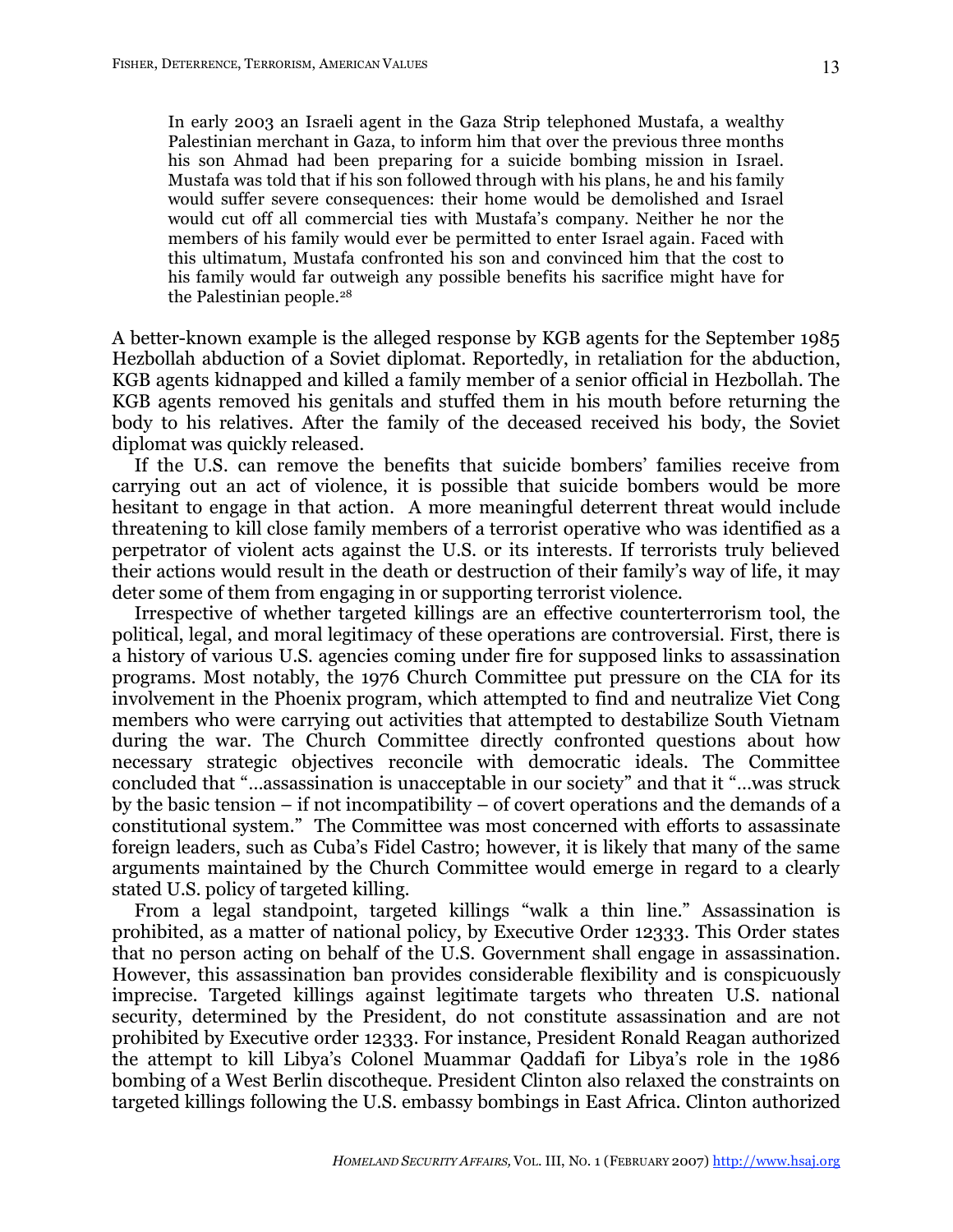> In early 2003 an Israeli agent in the Gaza Strip telephoned Mustafa, a wealthy Palestinian merchant in Gaza, to inform him that over the previous three months his son Ahmad had been preparing for a suicide bombing mission in Israel. Mustafa was told that if his son followed through with his plans, he and his family would suffer severe consequences: their home would be demolished and Israel would cut off all commercial ties with Mustafa's company. Neither he nor the members of his family would ever be permitted to enter Israel again. Faced with this ultimatum, Mustafa confronted his son and convinced him that the cost to his family would far outweigh any possible benefits his sacrifice might have for the Palestinian people.[28]

A better-known example is the alleged response by KGB agents for the September 1985 Hezbollah abduction of a Soviet diplomat. Reportedly, in retaliation for the abduction, KGB agents kidnapped and killed a family member of a senior official in Hezbollah. The KGB agents removed his genitals and stuffed them in his mouth before returning the body to his relatives. After the family of the deceased received his body, the Soviet diplomat was quickly released.

If the U.S. can remove the benefits that suicide bombers' families receive from carrying out an act of violence, it is possible that suicide bombers would be more hesitant to engage in that action. A more meaningful deterrent threat would include threatening to kill close family members of a terrorist operative who was identified as a perpetrator of violent acts against the U.S. or its interests. If terrorists truly believed their actions would result in the death or destruction of their family's way of life, it may deter some of them from engaging in or supporting terrorist violence.

Irrespective of whether targeted killings are an effective counterterrorism tool, the political, legal, and moral legitimacy of these operations are controversial. First, there is a history of various U.S. agencies coming under fire for supposed links to assassination programs. Most notably, the 1976 Church Committee put pressure on the CIA for its involvement in the Phoenix program, which attempted to find and neutralize Viet Cong members who were carrying out activities that attempted to destabilize South Vietnam during the war. The Church Committee directly confronted questions about how necessary strategic objectives reconcile with democratic ideals. The Committee concluded that "…assassination is unacceptable in our society" and that it "…was struck by the basic tension – if not incompatibility – of covert operations and the demands of a constitutional system." The Committee was most concerned with efforts to assassinate foreign leaders, such as Cuba's Fidel Castro; however, it is likely that many of the same arguments maintained by the Church Committee would emerge in regard to a clearly stated U.S. policy of targeted killing.

From a legal standpoint, targeted killings "walk a thin line." Assassination is prohibited, as a matter of national policy, by Executive Order 12333. This Order states that no person acting on behalf of the U.S. Government shall engage in assassination. However, this assassination ban provides considerable flexibility and is conspicuously imprecise. Targeted killings against legitimate targets who threaten U.S. national security, determined by the President, do not constitute assassination and are not prohibited by Executive order 12333. For instance, President Ronald Reagan authorized the attempt to kill Libya's Colonel Muammar Qaddafi for Libya's role in the 1986 bombing of a West Berlin discotheque. President Clinton also relaxed the constraints on targeted killings following the U.S. embassy bombings in East Africa. Clinton authorized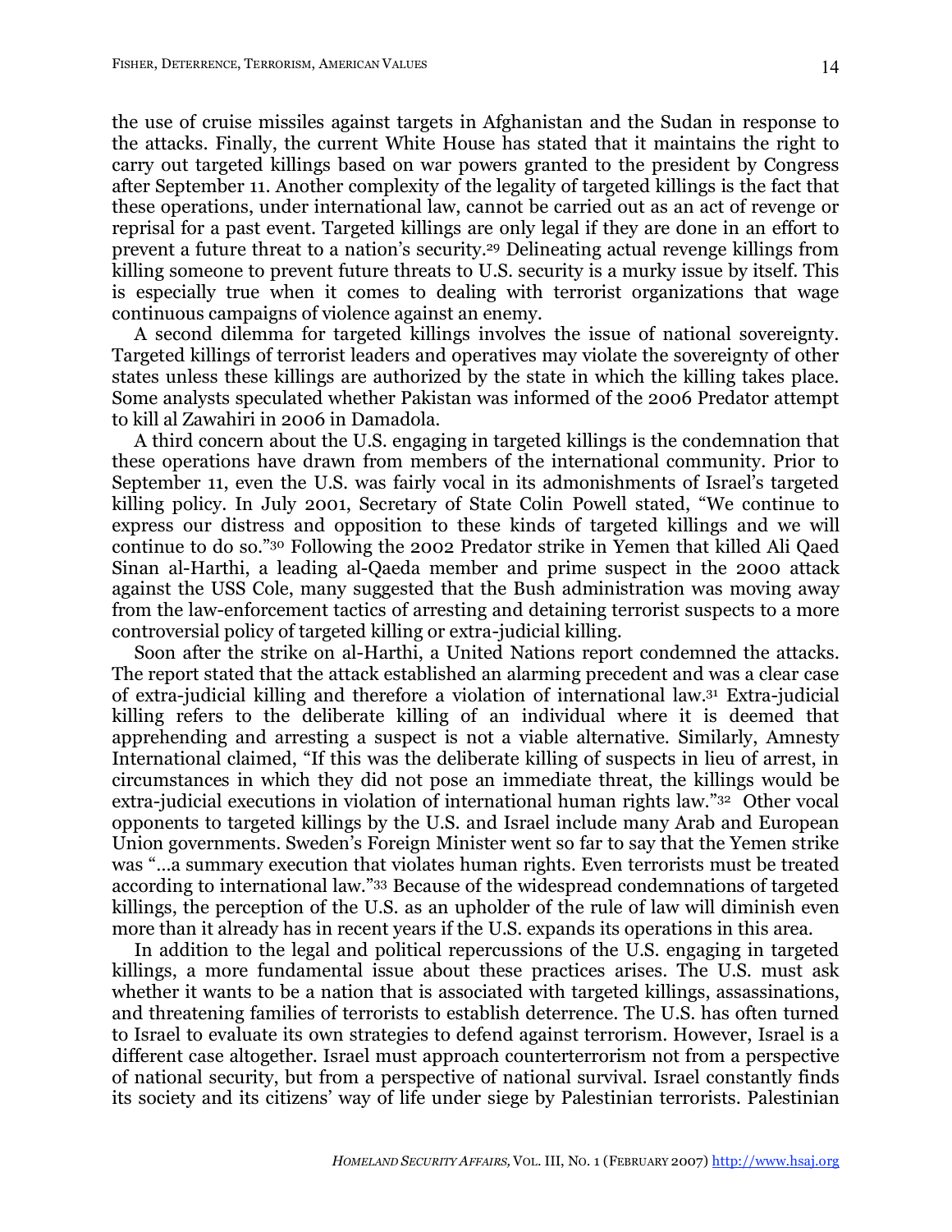the use of cruise missiles against targets in Afghanistan and the Sudan in response to the attacks. Finally, the current White House has stated that it maintains the right to carry out targeted killings based on war powers granted to the president by Congress after September 11. Another complexity of the legality of targeted killings is the fact that these operations, under international law, cannot be carried out as an act of revenge or reprisal for a past event. Targeted killings are only legal if they are done in an effort to prevent a future threat to a nation's security.[29] Delineating actual revenge killings from killing someone to prevent future threats to U.S. security is a murky issue by itself. This is especially true when it comes to dealing with terrorist organizations that wage continuous campaigns of violence against an enemy.

A second dilemma for targeted killings involves the issue of national sovereignty. Targeted killings of terrorist leaders and operatives may violate the sovereignty of other states unless these killings are authorized by the state in which the killing takes place. Some analysts speculated whether Pakistan was informed of the 2006 Predator attempt to kill al Zawahiri in 2006 in Damadola.

A third concern about the U.S. engaging in targeted killings is the condemnation that these operations have drawn from members of the international community. Prior to September 11, even the U.S. was fairly vocal in its admonishments of Israel's targeted killing policy. In July 2001, Secretary of State Colin Powell stated, "We continue to express our distress and opposition to these kinds of targeted killings and we will continue to do so."[30] Following the 2002 Predator strike in Yemen that killed Ali Qaed Sinan al-Harthi, a leading al-Qaeda member and prime suspect in the 2000 attack against the USS Cole, many suggested that the Bush administration was moving away from the law-enforcement tactics of arresting and detaining terrorist suspects to a more controversial policy of targeted killing or extra-judicial killing.

Soon after the strike on al-Harthi, a United Nations report condemned the attacks. The report stated that the attack established an alarming precedent and was a clear case of extra-judicial killing and therefore a violation of international law.[31] Extra-judicial killing refers to the deliberate killing of an individual where it is deemed that apprehending and arresting a suspect is not a viable alternative. Similarly, Amnesty International claimed, "If this was the deliberate killing of suspects in lieu of arrest, in circumstances in which they did not pose an immediate threat, the killings would be extra-judicial executions in violation of international human rights law."[32] Other vocal opponents to targeted killings by the U.S. and Israel include many Arab and European Union governments. Sweden's Foreign Minister went so far to say that the Yemen strike was "…a summary execution that violates human rights. Even terrorists must be treated according to international law."[33] Because of the widespread condemnations of targeted killings, the perception of the U.S. as an upholder of the rule of law will diminish even more than it already has in recent years if the U.S. expands its operations in this area.

In addition to the legal and political repercussions of the U.S. engaging in targeted killings, a more fundamental issue about these practices arises. The U.S. must ask whether it wants to be a nation that is associated with targeted killings, assassinations, and threatening families of terrorists to establish deterrence. The U.S. has often turned to Israel to evaluate its own strategies to defend against terrorism. However, Israel is a different case altogether. Israel must approach counterterrorism not from a perspective of national security, but from a perspective of national survival. Israel constantly finds its society and its citizens' way of life under siege by Palestinian terrorists. Palestinian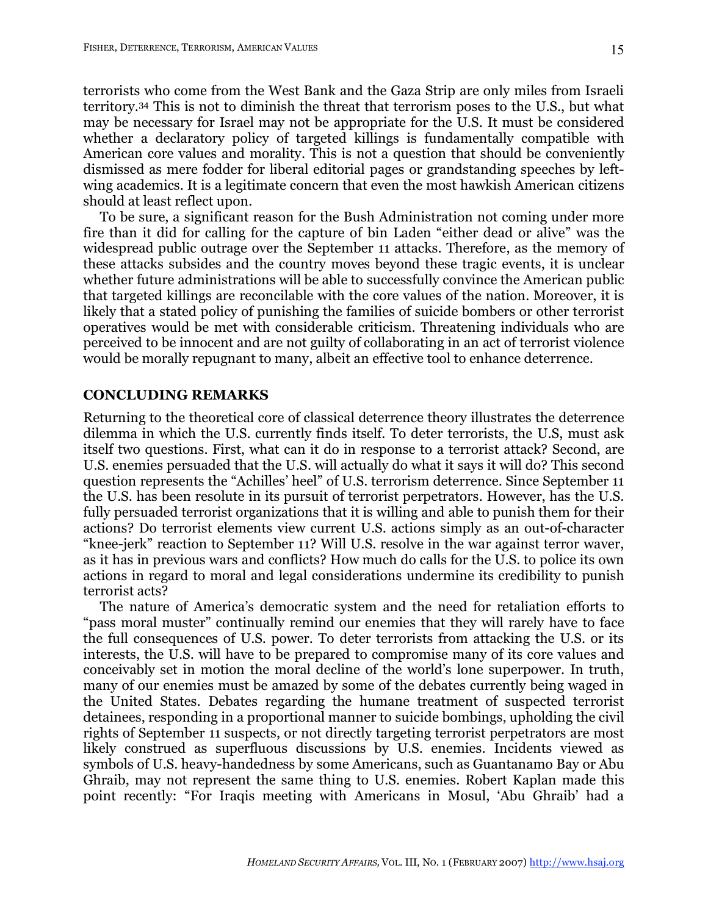terrorists who come from the West Bank and the Gaza Strip are only miles from Israeli territory.[34] This is not to diminish the threat that terrorism poses to the U.S., but what may be necessary for Israel may not be appropriate for the U.S. It must be considered whether a declaratory policy of targeted killings is fundamentally compatible with American core values and morality. This is not a question that should be conveniently dismissed as mere fodder for liberal editorial pages or grandstanding speeches by left-wing academics. It is a legitimate concern that even the most hawkish American citizens should at least reflect upon.

To be sure, a significant reason for the Bush Administration not coming under more fire than it did for calling for the capture of bin Laden "either dead or alive" was the widespread public outrage over the September 11 attacks. Therefore, as the memory of these attacks subsides and the country moves beyond these tragic events, it is unclear whether future administrations will be able to successfully convince the American public that targeted killings are reconcilable with the core values of the nation. Moreover, it is likely that a stated policy of punishing the families of suicide bombers or other terrorist operatives would be met with considerable criticism. Threatening individuals who are perceived to be innocent and are not guilty of collaborating in an act of terrorist violence would be morally repugnant to many, albeit an effective tool to enhance deterrence.

## CONCLUDING REMARKS

Returning to the theoretical core of classical deterrence theory illustrates the deterrence dilemma in which the U.S. currently finds itself. To deter terrorists, the U.S, must ask itself two questions. First, what can it do in response to a terrorist attack? Second, are U.S. enemies persuaded that the U.S. will actually do what it says it will do? This second question represents the "Achilles' heel" of U.S. terrorism deterrence. Since September 11 the U.S. has been resolute in its pursuit of terrorist perpetrators. However, has the U.S. fully persuaded terrorist organizations that it is willing and able to punish them for their actions? Do terrorist elements view current U.S. actions simply as an out-of-character "knee-jerk" reaction to September 11? Will U.S. resolve in the war against terror waver, as it has in previous wars and conflicts? How much do calls for the U.S. to police its own actions in regard to moral and legal considerations undermine its credibility to punish terrorist acts?

The nature of America's democratic system and the need for retaliation efforts to "pass moral muster" continually remind our enemies that they will rarely have to face the full consequences of U.S. power. To deter terrorists from attacking the U.S. or its interests, the U.S. will have to be prepared to compromise many of its core values and conceivably set in motion the moral decline of the world's lone superpower. In truth, many of our enemies must be amazed by some of the debates currently being waged in the United States. Debates regarding the humane treatment of suspected terrorist detainees, responding in a proportional manner to suicide bombings, upholding the civil rights of September 11 suspects, or not directly targeting terrorist perpetrators are most likely construed as superfluous discussions by U.S. enemies. Incidents viewed as symbols of U.S. heavy-handedness by some Americans, such as Guantanamo Bay or Abu Ghraib, may not represent the same thing to U.S. enemies. Robert Kaplan made this point recently: "For Iraqis meeting with Americans in Mosul, 'Abu Ghraib' had a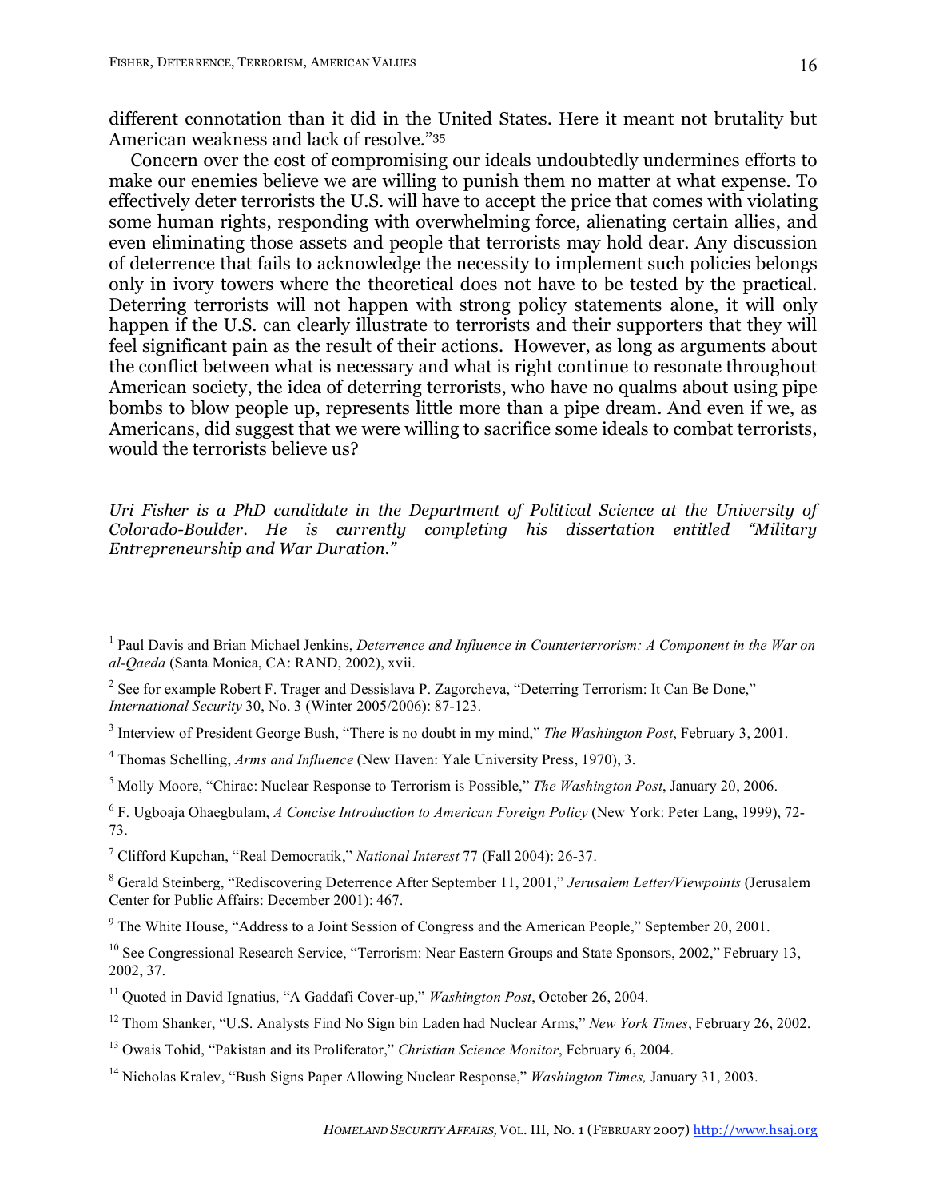different connotation than it did in the United States. Here it meant not brutality but American weakness and lack of resolve."[35]

Concern over the cost of compromising our ideals undoubtedly undermines efforts to make our enemies believe we are willing to punish them no matter at what expense. To effectively deter terrorists the U.S. will have to accept the price that comes with violating some human rights, responding with overwhelming force, alienating certain allies, and even eliminating those assets and people that terrorists may hold dear. Any discussion of deterrence that fails to acknowledge the necessity to implement such policies belongs only in ivory towers where the theoretical does not have to be tested by the practical. Deterring terrorists will not happen with strong policy statements alone, it will only happen if the U.S. can clearly illustrate to terrorists and their supporters that they will feel significant pain as the result of their actions. However, as long as arguments about the conflict between what is necessary and what is right continue to resonate throughout American society, the idea of deterring terrorists, who have no qualms about using pipe bombs to blow people up, represents little more than a pipe dream. And even if we, as Americans, did suggest that we were willing to sacrifice some ideals to combat terrorists, would the terrorists believe us?

*Uri Fisher is a PhD candidate in the Department of Political Science at the University of Colorado-Boulder. He is currently completing his dissertation entitled "Military Entrepreneurship and War Duration."*

---

[1] Paul Davis and Brian Michael Jenkins, *Deterrence and Influence in Counterterrorism: A Component in the War on al-Qaeda* (Santa Monica, CA: RAND, 2002), xvii.

[2] See for example Robert F. Trager and Dessislava P. Zagorcheva, "Deterring Terrorism: It Can Be Done," *International Security* 30, No. 3 (Winter 2005/2006): 87-123.

[3] Interview of President George Bush, "There is no doubt in my mind," *The Washington Post*, February 3, 2001.

[4] Thomas Schelling, *Arms and Influence* (New Haven: Yale University Press, 1970), 3.

[5] Molly Moore, "Chirac: Nuclear Response to Terrorism is Possible," *The Washington Post*, January 20, 2006.

[6] F. Ugboaja Ohaegbulam, *A Concise Introduction to American Foreign Policy* (New York: Peter Lang, 1999), 72-73.

[7] Clifford Kupchan, "Real Democratik," *National Interest* 77 (Fall 2004): 26-37.

[8] Gerald Steinberg, "Rediscovering Deterrence After September 11, 2001," *Jerusalem Letter/Viewpoints* (Jerusalem Center for Public Affairs: December 2001): 467.

[9] The White House, "Address to a Joint Session of Congress and the American People," September 20, 2001.

[10] See Congressional Research Service, "Terrorism: Near Eastern Groups and State Sponsors, 2002," February 13, 2002, 37.

[11] Quoted in David Ignatius, "A Gaddafi Cover-up," *Washington Post*, October 26, 2004.

[12] Thom Shanker, "U.S. Analysts Find No Sign bin Laden had Nuclear Arms," *New York Times*, February 26, 2002.

[13] Owais Tohid, "Pakistan and its Proliferator," *Christian Science Monitor*, February 6, 2004.

[14] Nicholas Kralev, "Bush Signs Paper Allowing Nuclear Response," *Washington Times,* January 31, 2003.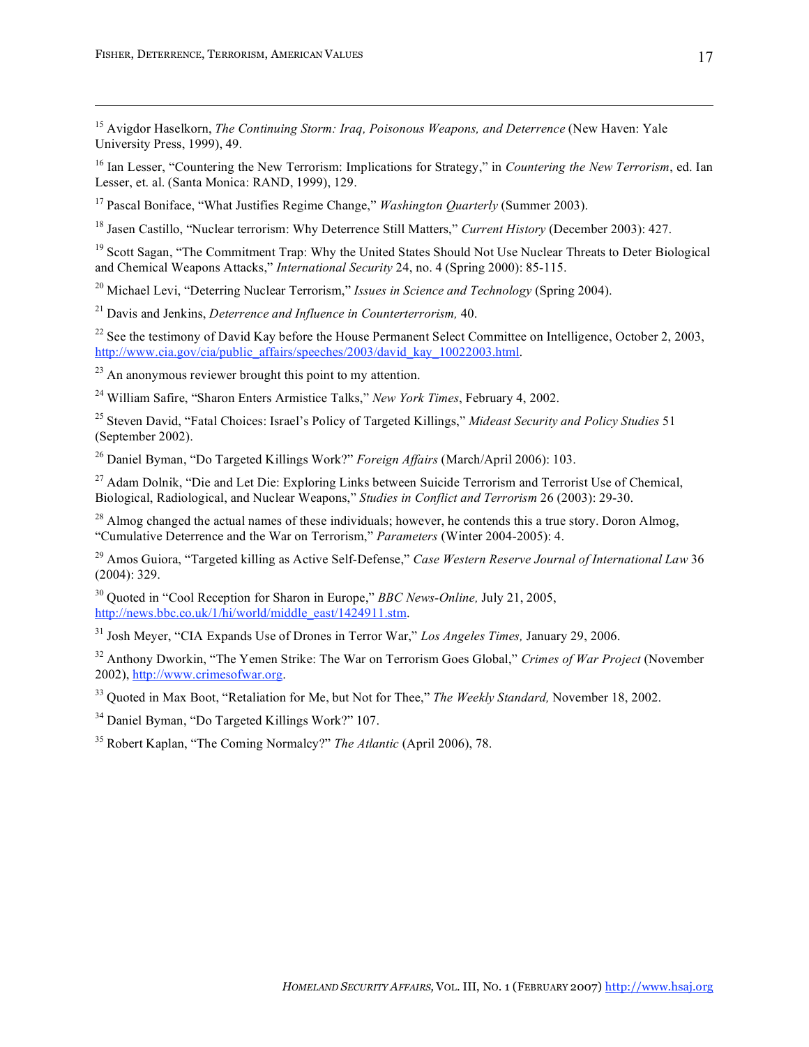[15] Avigdor Haselkorn, *The Continuing Storm: Iraq, Poisonous Weapons, and Deterrence* (New Haven: Yale University Press, 1999), 49.

[16] Ian Lesser, "Countering the New Terrorism: Implications for Strategy," in *Countering the New Terrorism*, ed. Ian Lesser, et. al. (Santa Monica: RAND, 1999), 129.

[17] Pascal Boniface, "What Justifies Regime Change," *Washington Quarterly* (Summer 2003).

[18] Jasen Castillo, "Nuclear terrorism: Why Deterrence Still Matters," *Current History* (December 2003): 427.

[19] Scott Sagan, "The Commitment Trap: Why the United States Should Not Use Nuclear Threats to Deter Biological and Chemical Weapons Attacks," *International Security* 24, no. 4 (Spring 2000): 85-115.

[20] Michael Levi, "Deterring Nuclear Terrorism," *Issues in Science and Technology* (Spring 2004).

[21] Davis and Jenkins, *Deterrence and Influence in Counterterrorism,* 40.

[22] See the testimony of David Kay before the House Permanent Select Committee on Intelligence, October 2, 2003, http://www.cia.gov/cia/public_affairs/speeches/2003/david_kay_10022003.html.

[23] An anonymous reviewer brought this point to my attention.

[24] William Safire, "Sharon Enters Armistice Talks," *New York Times*, February 4, 2002.

[25] Steven David, "Fatal Choices: Israel's Policy of Targeted Killings," *Mideast Security and Policy Studies* 51 (September 2002).

[26] Daniel Byman, "Do Targeted Killings Work?" *Foreign Affairs* (March/April 2006): 103.

[27] Adam Dolnik, "Die and Let Die: Exploring Links between Suicide Terrorism and Terrorist Use of Chemical, Biological, Radiological, and Nuclear Weapons," *Studies in Conflict and Terrorism* 26 (2003): 29-30.

[28] Almog changed the actual names of these individuals; however, he contends this a true story. Doron Almog, "Cumulative Deterrence and the War on Terrorism," *Parameters* (Winter 2004-2005): 4.

[29] Amos Guiora, "Targeted killing as Active Self-Defense," *Case Western Reserve Journal of International Law* 36 (2004): 329.

[30] Quoted in "Cool Reception for Sharon in Europe," *BBC News-Online,* July 21, 2005, http://news.bbc.co.uk/1/hi/world/middle_east/1424911.stm.

[31] Josh Meyer, "CIA Expands Use of Drones in Terror War," *Los Angeles Times,* January 29, 2006.

[32] Anthony Dworkin, "The Yemen Strike: The War on Terrorism Goes Global," *Crimes of War Project* (November 2002), http://www.crimesofwar.org.

[33] Quoted in Max Boot, "Retaliation for Me, but Not for Thee," *The Weekly Standard,* November 18, 2002.

[34] Daniel Byman, "Do Targeted Killings Work?" 107.

[35] Robert Kaplan, "The Coming Normalcy?" *The Atlantic* (April 2006), 78.